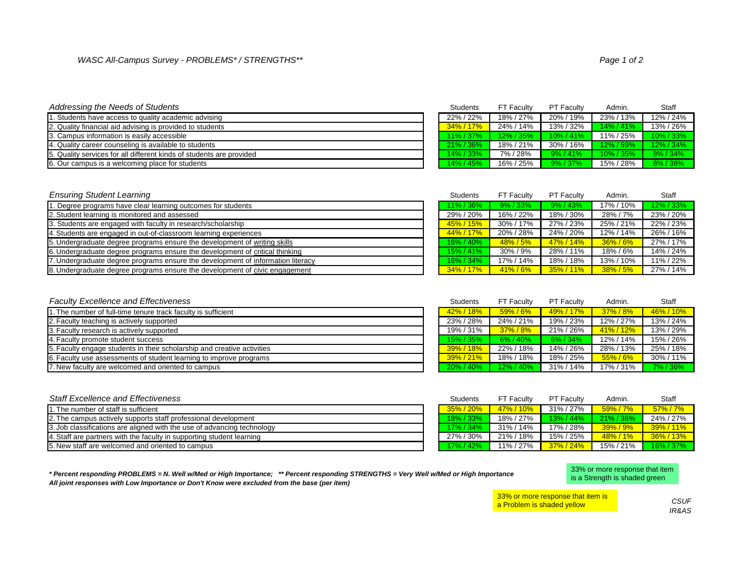## WASC All-Campus Survey - PROBLEMS* / STRENGTHS**

### Addressing the Needs of Students

| Addressing the Needs of Students | Students | FT Faculty | PT Faculty | Admin. | Staff |
|---|---|---|---|---|---|
| 1. Students have access to quality academic advising | 22% / 22% | 18% / 27% | 20% / 19% | 23% / 13% | 12% / 24% |
| 2. Quality financial aid advising is provided to students | 34% / 17% | 24% / 14% | 13% / 32% | 14% / 41% | 13% / 26% |
| 3. Campus information is easily accessible | 11% / 37% | 12% / 35% | 10% / 41% | 11% / 25% | 10% / 33% |
| 4. Quality career counseling is available to students | 21% / 36% | 18% / 21% | 30% / 16% | 12% / 59% | 12% / 34% |
| 5. Quality services for all different kinds of students are provided | 14% / 33% | 7% / 28% | 9% / 41% | 10% / 35% | 8% / 34% |
| 6. Our campus is a welcoming place for students | 14% / 45% | 16% / 25% | 9% / 37% | 15% / 28% | 8% / 38% |

### Ensuring Student Learning

| Ensuring Student Learning | Students | FT Faculty | PT Faculty | Admin. | Staff |
|---|---|---|---|---|---|
| 1. Degree programs have clear learning outcomes for students | 11% / 36% | 9% / 33% | 9% / 43% | 17% / 10% | 12% / 33% |
| 2. Student learning is monitored and assessed | 29% / 20% | 16% / 22% | 18% / 30% | 28% / 7% | 23% / 20% |
| 3. Students are engaged with faculty in research/scholarship | 45% / 15% | 30% / 17% | 27% / 23% | 25% / 21% | 22% / 23% |
| 4. Students are engaged in out-of-classroom learning experiences | 44% / 17% | 20% / 28% | 24% / 20% | 12% / 14% | 26% / 16% |
| 5. Undergraduate degree programs ensure the development of writing skills | 16% / 40% | 48% / 5% | 47% / 14% | 36% / 6% | 27% / 17% |
| 6. Undergraduate degree programs ensure the development of critical thinking | 15% / 41% | 30% / 9% | 28% / 11% | 18% / 6% | 14% / 24% |
| 7. Undergraduate degree programs ensure the development of information literacy | 16% / 34% | 17% / 14% | 18% / 18% | 13% / 10% | 11% / 22% |
| 8. Undergraduate degree programs ensure the development of civic engagement | 34% / 17% | 41% / 6% | 35% / 11% | 38% / 5% | 27% / 14% |

### Faculty Excellence and Effectiveness

| Faculty Excellence and Effectiveness | Students | FT Faculty | PT Faculty | Admin. | Staff |
|---|---|---|---|---|---|
| 1. The number of full-time tenure track faculty is sufficient | 42% / 18% | 59% / 6% | 49% / 17% | 37% / 8% | 46% / 10% |
| 2. Faculty teaching is actively supported | 23% / 28% | 24% / 21% | 19% / 23% | 12% / 27% | 13% / 24% |
| 3. Faculty research is actively supported | 19% / 31% | 37% / 8% | 21% / 26% | 41% / 12% | 13% / 29% |
| 4. Faculty promote student success | 15% / 35% | 6% / 40% | 6% / 34% | 12% / 14% | 15% / 26% |
| 5. Faculty engage students in their scholarship and creative activities | 39% / 18% | 22% / 18% | 14% / 26% | 28% / 13% | 25% / 18% |
| 6. Faculty use assessments of student learning to improve programs | 39% / 21% | 18% / 18% | 18% / 25% | 55% / 6% | 30% / 11% |
| 7. New faculty are welcomed and oriented to campus | 20% / 40% | 12% / 40% | 31% / 14% | 17% / 31% | 7% / 36% |

### Staff Excellence and Effectiveness

| Staff Excellence and Effectiveness | Students | FT Faculty | PT Faculty | Admin. | Staff |
|---|---|---|---|---|---|
| 1. The number of staff is sufficient | 35% / 20% | 47% / 10% | 31% / 27% | 59% / 7% | 57% / 7% |
| 2. The campus actively supports staff professional development | 18% / 33% | 18% / 27% | 13% / 44% | 21% / 36% | 24% / 27% |
| 3. Job classifications are aligned with the use of advancing technology | 17% / 34% | 31% / 14% | 17% / 28% | 39% / 9% | 39% / 11% |
| 4. Staff are partners with the faculty in supporting student learning | 27% / 30% | 21% / 18% | 15% / 25% | 48% / 1% | 36% / 13% |
| 5. New staff are welcomed and oriented to campus | 17% / 42% | 11% / 27% | 37% / 24% | 15% / 21% | 16% / 37% |

***\* Percent responding PROBLEMS = N. Well w/Med or High Importance;   \*\* Percent responding STRENGTHS = Very Well w/Med or High Importance***
***All joint responses with Low Importance or Don't Know were excluded from the base (per item)***

33% or more response that item is a Strength is shaded green

33% or more response that item is a Problem is shaded yellow

*CSUF IR&AS*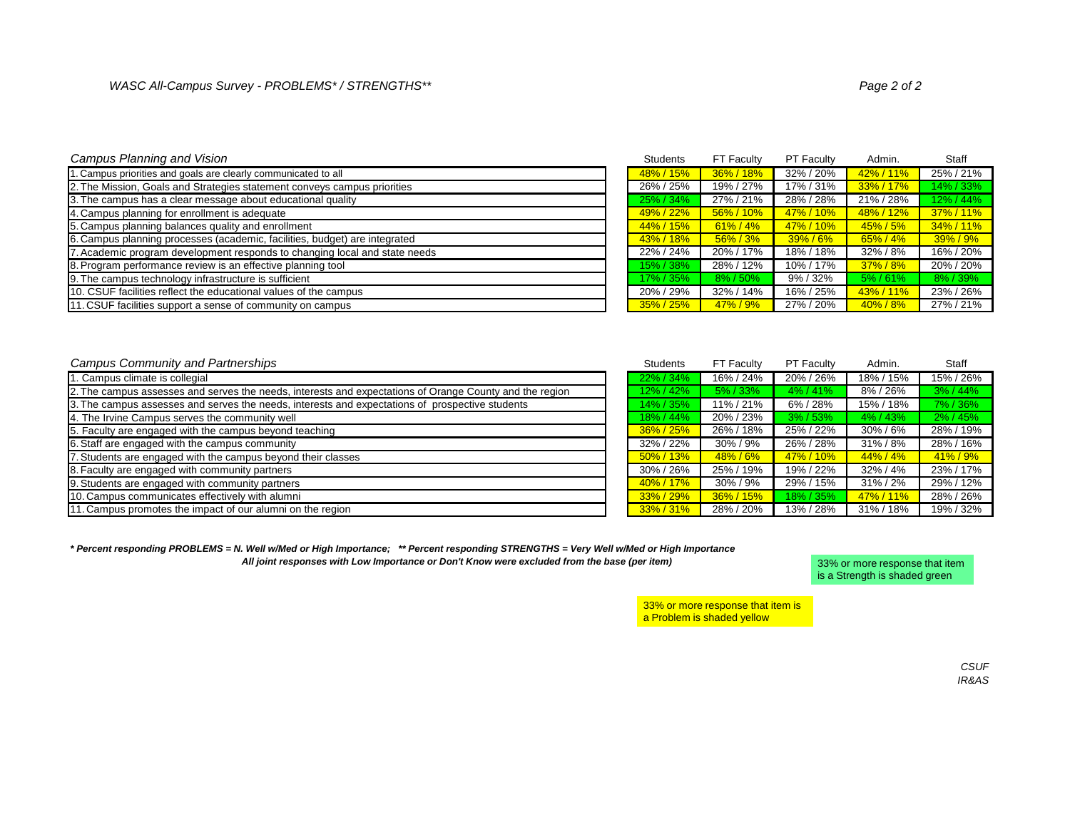*WASC All-Campus Survey - PROBLEMS* / STRENGTHS***

### *Campus Planning and Vision*

| Campus Planning and Vision | Students | FT Faculty | PT Faculty | Admin. | Staff |
|---|---|---|---|---|---|
| 1. Campus priorities and goals are clearly communicated to all | 48% / 15% | 36% / 18% | 32% / 20% | 42% / 11% | 25% / 21% |
| 2. The Mission, Goals and Strategies statement conveys campus priorities | 26% / 25% | 19% / 27% | 17% / 31% | 33% / 17% | 14% / 33% |
| 3. The campus has a clear message about educational quality | 25% / 34% | 27% / 21% | 28% / 28% | 21% / 28% | 12% / 44% |
| 4. Campus planning for enrollment is adequate | 49% / 22% | 56% / 10% | 47% / 10% | 48% / 12% | 37% / 11% |
| 5. Campus planning balances quality and enrollment | 44% / 15% | 61% / 4% | 47% / 10% | 45% / 5% | 34% / 11% |
| 6. Campus planning processes (academic, facilities, budget) are integrated | 43% / 18% | 56% / 3% | 39% / 6% | 65% / 4% | 39% / 9% |
| 7. Academic program development responds to changing local and state needs | 22% / 24% | 20% / 17% | 18% / 18% | 32% / 8% | 16% / 20% |
| 8. Program performance review is an effective planning tool | 15% / 38% | 28% / 12% | 10% / 17% | 37% / 8% | 20% / 20% |
| 9. The campus technology infrastructure is sufficient | 17% / 35% | 8% / 50% | 9% / 32% | 5% / 61% | 8% / 39% |
| 10. CSUF facilities reflect the educational values of the campus | 20% / 29% | 32% / 14% | 16% / 25% | 43% / 11% | 23% / 26% |
| 11. CSUF facilities support a sense of community on campus | 35% / 25% | 47% / 9% | 27% / 20% | 40% / 8% | 27% / 21% |

### *Campus Community and Partnerships*

| Campus Community and Partnerships | Students | FT Faculty | PT Faculty | Admin. | Staff |
|---|---|---|---|---|---|
| 1. Campus climate is collegial | 22% / 34% | 16% / 24% | 20% / 26% | 18% / 15% | 15% / 26% |
| 2. The campus assesses and serves the needs, interests and expectations of Orange County and the region | 12% / 42% | 5% / 33% | 4% / 41% | 8% / 26% | 3% / 44% |
| 3. The campus assesses and serves the needs, interests and expectations of prospective students | 14% / 35% | 11% / 21% | 6% / 28% | 15% / 18% | 7% / 36% |
| 4. The Irvine Campus serves the community well | 18% / 44% | 20% / 23% | 3% / 53% | 4% / 43% | 2% / 45% |
| 5. Faculty are engaged with the campus beyond teaching | 36% / 25% | 26% / 18% | 25% / 22% | 30% / 6% | 28% / 19% |
| 6. Staff are engaged with the campus community | 32% / 22% | 30% / 9% | 26% / 28% | 31% / 8% | 28% / 16% |
| 7. Students are engaged with the campus beyond their classes | 50% / 13% | 48% / 6% | 47% / 10% | 44% / 4% | 41% / 9% |
| 8. Faculty are engaged with community partners | 30% / 26% | 25% / 19% | 19% / 22% | 32% / 4% | 23% / 17% |
| 9. Students are engaged with community partners | 40% / 17% | 30% / 9% | 29% / 15% | 31% / 2% | 29% / 12% |
| 10. Campus communicates effectively with alumni | 33% / 29% | 36% / 15% | 18% / 35% | 47% / 11% | 28% / 26% |
| 11. Campus promotes the impact of our alumni on the region | 33% / 31% | 28% / 20% | 13% / 28% | 31% / 18% | 19% / 32% |

***\* Percent responding PROBLEMS = N. Well w/Med or High Importance; \*\* Percent responding STRENGTHS = Very Well w/Med or High Importance***
***All joint responses with Low Importance or Don't Know were excluded from the base (per item)***

33% or more response that item is a Strength is shaded green

33% or more response that item is a Problem is shaded yellow

*CSUF IR&AS*